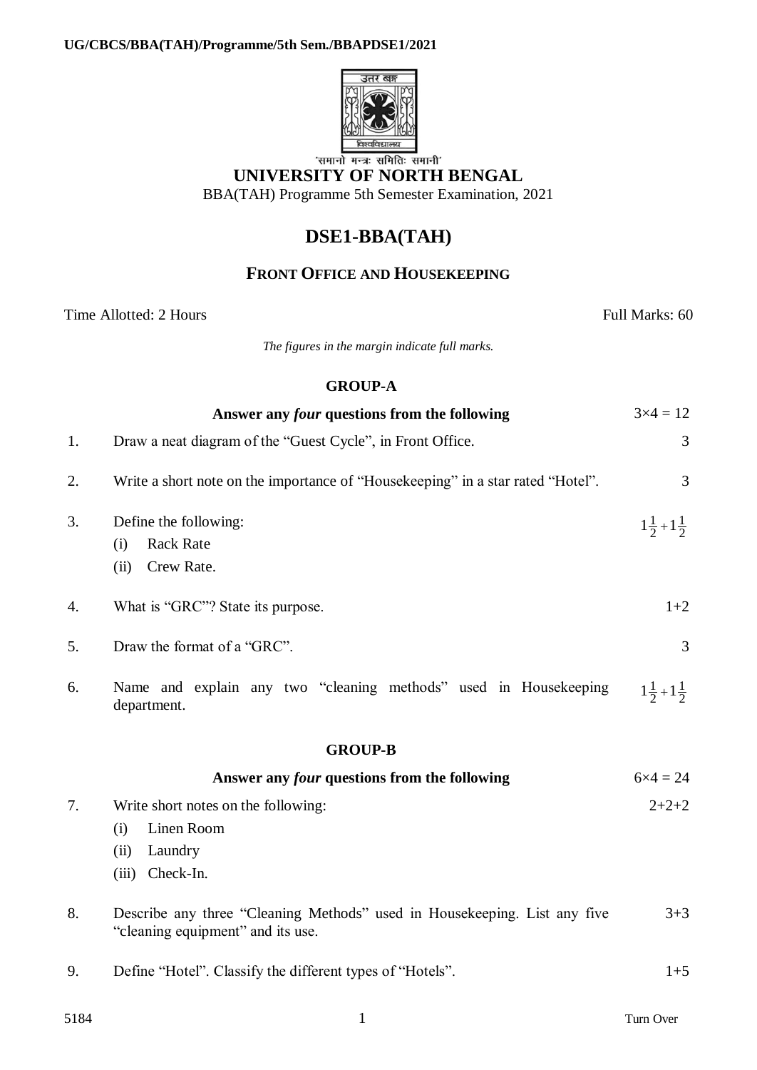UG/CBCS/BBA(TAH)/Programme/5th Sem./BBAPDSE1/2021

'समानो मन्त्रः समितिः समानी'

# UNIVERSITY OF NORTH BENGAL

BBA(TAH) Programme 5th Semester Examination, 2021

## DSE1-BBA(TAH)

### FRONT OFFICE AND HOUSEKEEPING

Time Allotted: 2 Hours — Full Marks: 60

*The figures in the margin indicate full marks.*

### GROUP-A

**Answer any *four* questions from the following** — $3 \times 4 = 12$

1. Draw a neat diagram of the "Guest Cycle", in Front Office. — 3

2. Write a short note on the importance of "Housekeeping" in a star rated "Hotel". — 3

3. Define the following: — $1\frac{1}{2}+1\frac{1}{2}$
   (i) Rack Rate
   (ii) Crew Rate.

4. What is "GRC"? State its purpose. — 1+2

5. Draw the format of a "GRC". — 3

6. Name and explain any two "cleaning methods" used in Housekeeping department. — $1\frac{1}{2}+1\frac{1}{2}$

### GROUP-B

**Answer any *four* questions from the following** — $6 \times 4 = 24$

7. Write short notes on the following: — 2+2+2
   (i) Linen Room
   (ii) Laundry
   (iii) Check-In.

8. Describe any three "Cleaning Methods" used in Housekeeping. List any five "cleaning equipment" and its use. — 3+3

9. Define "Hotel". Classify the different types of "Hotels". — 1+5

5184 — Turn Over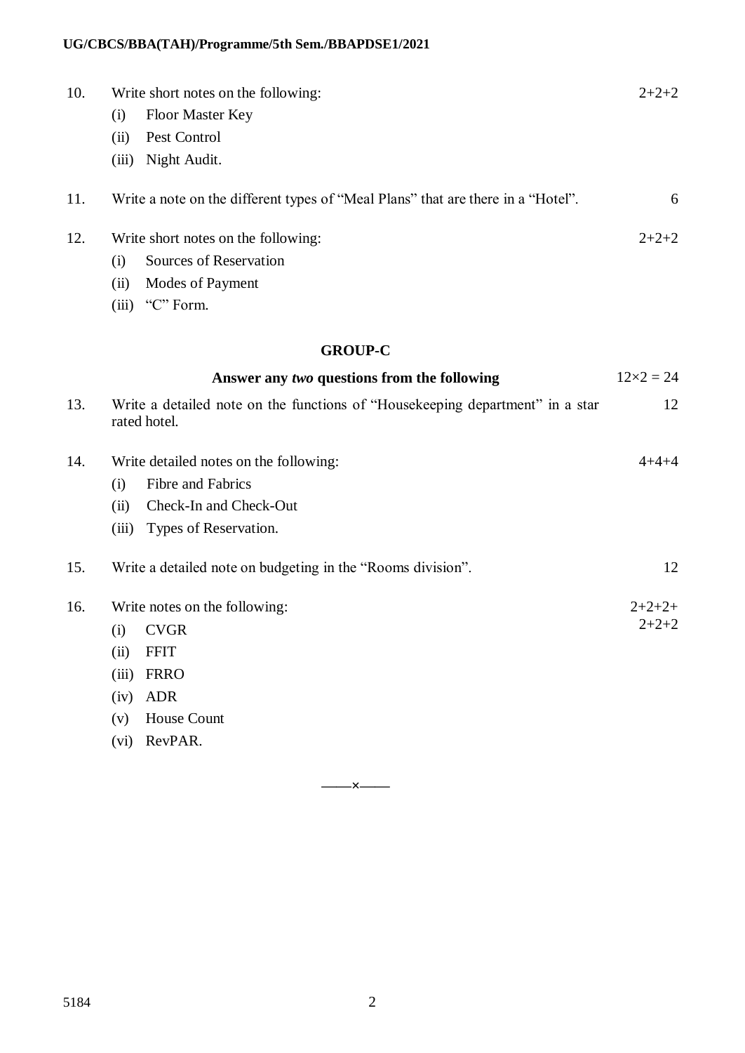10. Write short notes on the following: 2+2+2
    - (i) Floor Master Key
    - (ii) Pest Control
    - (iii) Night Audit.

11. Write a note on the different types of "Meal Plans" that are there in a "Hotel". 6

12. Write short notes on the following: 2+2+2
    - (i) Sources of Reservation
    - (ii) Modes of Payment
    - (iii) "C" Form.

## GROUP-C

**Answer any *two* questions from the following** $12\times2 = 24$

13. Write a detailed note on the functions of "Housekeeping department" in a star rated hotel. 12

14. Write detailed notes on the following: 4+4+4
    - (i) Fibre and Fabrics
    - (ii) Check-In and Check-Out
    - (iii) Types of Reservation.

15. Write a detailed note on budgeting in the "Rooms division". 12

16. Write notes on the following: 2+2+2+2+2+2
    - (i) CVGR
    - (ii) FFIT
    - (iii) FRRO
    - (iv) ADR
    - (v) House Count
    - (vi) RevPAR.

——×——